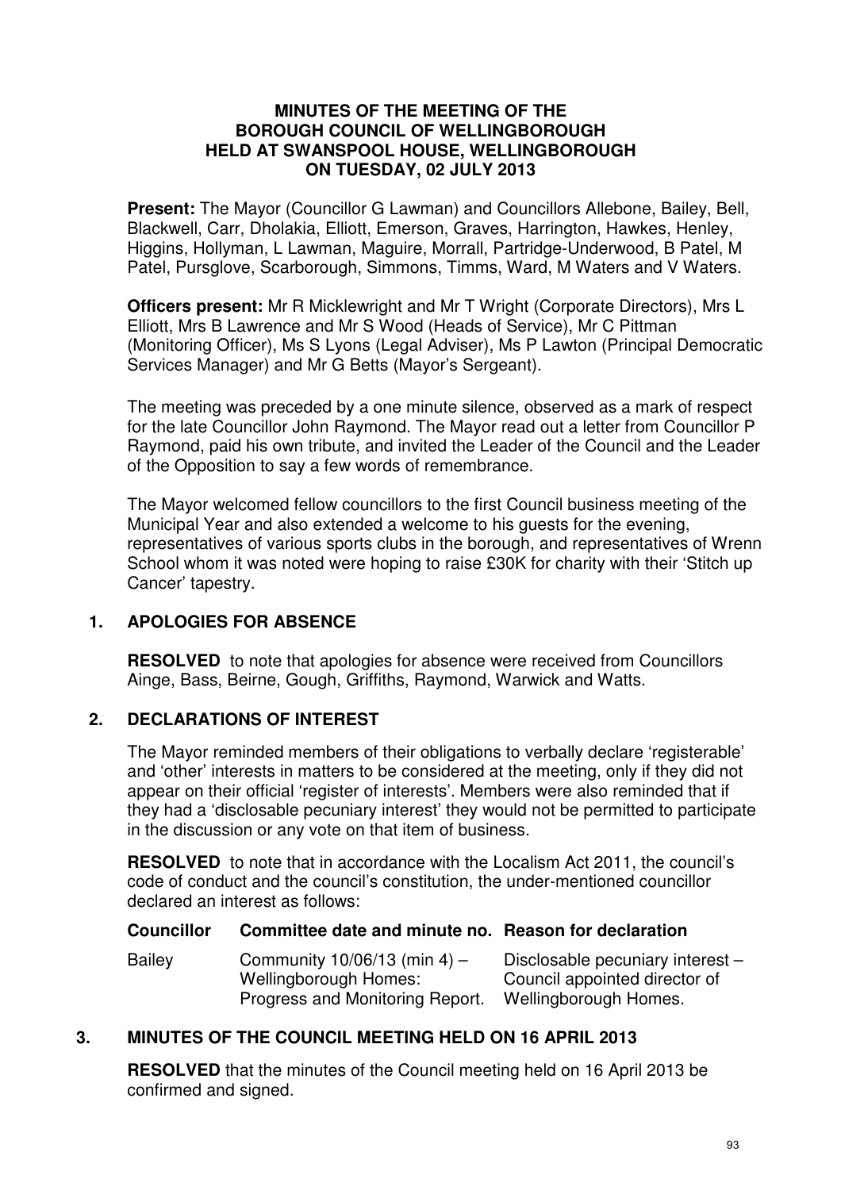# MINUTES OF THE MEETING OF THE BOROUGH COUNCIL OF WELLINGBOROUGH HELD AT SWANSPOOL HOUSE, WELLINGBOROUGH ON TUESDAY, 02 JULY 2013

**Present:** The Mayor (Councillor G Lawman) and Councillors Allebone, Bailey, Bell, Blackwell, Carr, Dholakia, Elliott, Emerson, Graves, Harrington, Hawkes, Henley, Higgins, Hollyman, L Lawman, Maguire, Morrall, Partridge-Underwood, B Patel, M Patel, Pursglove, Scarborough, Simmons, Timms, Ward, M Waters and V Waters.

**Officers present:** Mr R Micklewright and Mr T Wright (Corporate Directors), Mrs L Elliott, Mrs B Lawrence and Mr S Wood (Heads of Service), Mr C Pittman (Monitoring Officer), Ms S Lyons (Legal Adviser), Ms P Lawton (Principal Democratic Services Manager) and Mr G Betts (Mayor's Sergeant).

The meeting was preceded by a one minute silence, observed as a mark of respect for the late Councillor John Raymond. The Mayor read out a letter from Councillor P Raymond, paid his own tribute, and invited the Leader of the Council and the Leader of the Opposition to say a few words of remembrance.

The Mayor welcomed fellow councillors to the first Council business meeting of the Municipal Year and also extended a welcome to his guests for the evening, representatives of various sports clubs in the borough, and representatives of Wrenn School whom it was noted were hoping to raise £30K for charity with their 'Stitch up Cancer' tapestry.

## 1. APOLOGIES FOR ABSENCE

**RESOLVED** to note that apologies for absence were received from Councillors Ainge, Bass, Beirne, Gough, Griffiths, Raymond, Warwick and Watts.

## 2. DECLARATIONS OF INTEREST

The Mayor reminded members of their obligations to verbally declare 'registerable' and 'other' interests in matters to be considered at the meeting, only if they did not appear on their official 'register of interests'. Members were also reminded that if they had a 'disclosable pecuniary interest' they would not be permitted to participate in the discussion or any vote on that item of business.

**RESOLVED** to note that in accordance with the Localism Act 2011, the council's code of conduct and the council's constitution, the under-mentioned councillor declared an interest as follows:

| Councillor | Committee date and minute no. | Reason for declaration |
|---|---|---|
| Bailey | Community 10/06/13 (min 4) – Wellingborough Homes: Progress and Monitoring Report. | Disclosable pecuniary interest – Council appointed director of Wellingborough Homes. |

## 3. MINUTES OF THE COUNCIL MEETING HELD ON 16 APRIL 2013

**RESOLVED** that the minutes of the Council meeting held on 16 April 2013 be confirmed and signed.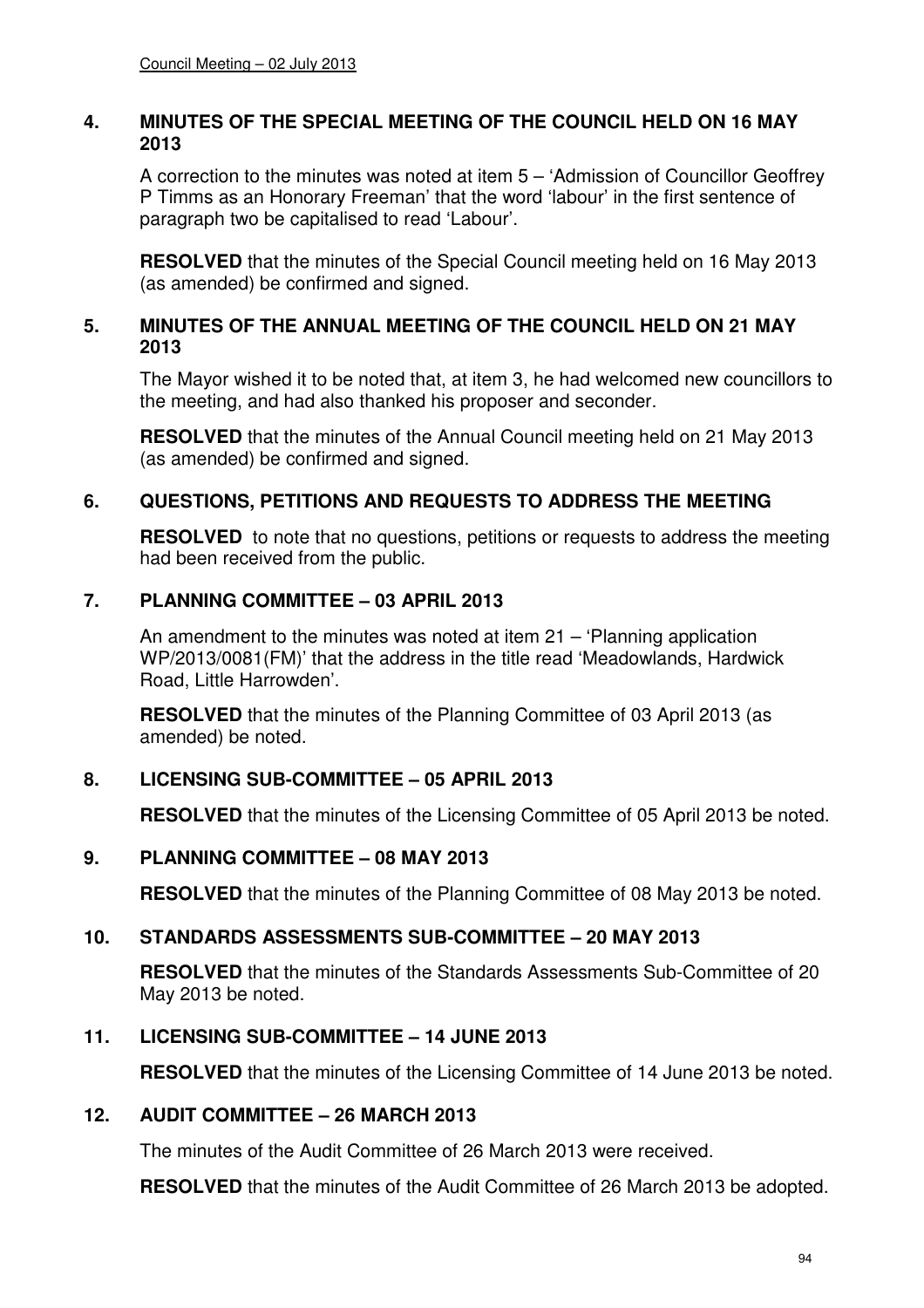## 4. MINUTES OF THE SPECIAL MEETING OF THE COUNCIL HELD ON 16 MAY 2013

A correction to the minutes was noted at item 5 – 'Admission of Councillor Geoffrey P Timms as an Honorary Freeman' that the word 'labour' in the first sentence of paragraph two be capitalised to read 'Labour'.

**RESOLVED** that the minutes of the Special Council meeting held on 16 May 2013 (as amended) be confirmed and signed.

## 5. MINUTES OF THE ANNUAL MEETING OF THE COUNCIL HELD ON 21 MAY 2013

The Mayor wished it to be noted that, at item 3, he had welcomed new councillors to the meeting, and had also thanked his proposer and seconder.

**RESOLVED** that the minutes of the Annual Council meeting held on 21 May 2013 (as amended) be confirmed and signed.

## 6. QUESTIONS, PETITIONS AND REQUESTS TO ADDRESS THE MEETING

**RESOLVED** to note that no questions, petitions or requests to address the meeting had been received from the public.

## 7. PLANNING COMMITTEE – 03 APRIL 2013

An amendment to the minutes was noted at item 21 – 'Planning application WP/2013/0081(FM)' that the address in the title read 'Meadowlands, Hardwick Road, Little Harrowden'.

**RESOLVED** that the minutes of the Planning Committee of 03 April 2013 (as amended) be noted.

## 8. LICENSING SUB-COMMITTEE – 05 APRIL 2013

**RESOLVED** that the minutes of the Licensing Committee of 05 April 2013 be noted.

## 9. PLANNING COMMITTEE – 08 MAY 2013

**RESOLVED** that the minutes of the Planning Committee of 08 May 2013 be noted.

## 10. STANDARDS ASSESSMENTS SUB-COMMITTEE – 20 MAY 2013

**RESOLVED** that the minutes of the Standards Assessments Sub-Committee of 20 May 2013 be noted.

## 11. LICENSING SUB-COMMITTEE – 14 JUNE 2013

**RESOLVED** that the minutes of the Licensing Committee of 14 June 2013 be noted.

## 12. AUDIT COMMITTEE – 26 MARCH 2013

The minutes of the Audit Committee of 26 March 2013 were received.

**RESOLVED** that the minutes of the Audit Committee of 26 March 2013 be adopted.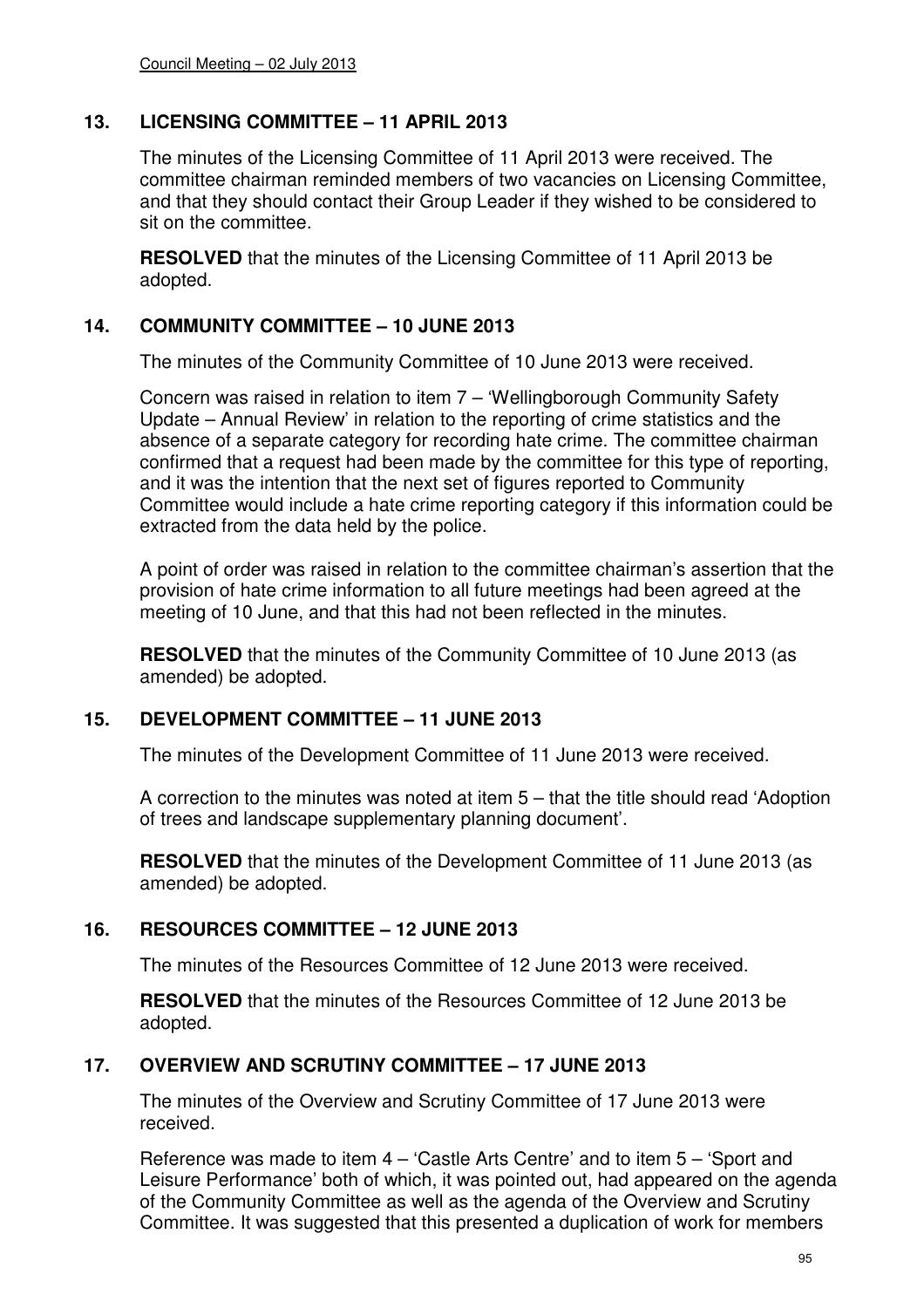## 13. LICENSING COMMITTEE – 11 APRIL 2013

The minutes of the Licensing Committee of 11 April 2013 were received. The committee chairman reminded members of two vacancies on Licensing Committee, and that they should contact their Group Leader if they wished to be considered to sit on the committee.

**RESOLVED** that the minutes of the Licensing Committee of 11 April 2013 be adopted.

## 14. COMMUNITY COMMITTEE – 10 JUNE 2013

The minutes of the Community Committee of 10 June 2013 were received.

Concern was raised in relation to item 7 – 'Wellingborough Community Safety Update – Annual Review' in relation to the reporting of crime statistics and the absence of a separate category for recording hate crime. The committee chairman confirmed that a request had been made by the committee for this type of reporting, and it was the intention that the next set of figures reported to Community Committee would include a hate crime reporting category if this information could be extracted from the data held by the police.

A point of order was raised in relation to the committee chairman's assertion that the provision of hate crime information to all future meetings had been agreed at the meeting of 10 June, and that this had not been reflected in the minutes.

**RESOLVED** that the minutes of the Community Committee of 10 June 2013 (as amended) be adopted.

## 15. DEVELOPMENT COMMITTEE – 11 JUNE 2013

The minutes of the Development Committee of 11 June 2013 were received.

A correction to the minutes was noted at item 5 – that the title should read 'Adoption of trees and landscape supplementary planning document'.

**RESOLVED** that the minutes of the Development Committee of 11 June 2013 (as amended) be adopted.

## 16. RESOURCES COMMITTEE – 12 JUNE 2013

The minutes of the Resources Committee of 12 June 2013 were received.

**RESOLVED** that the minutes of the Resources Committee of 12 June 2013 be adopted.

## 17. OVERVIEW AND SCRUTINY COMMITTEE – 17 JUNE 2013

The minutes of the Overview and Scrutiny Committee of 17 June 2013 were received.

Reference was made to item 4 – 'Castle Arts Centre' and to item 5 – 'Sport and Leisure Performance' both of which, it was pointed out, had appeared on the agenda of the Community Committee as well as the agenda of the Overview and Scrutiny Committee. It was suggested that this presented a duplication of work for members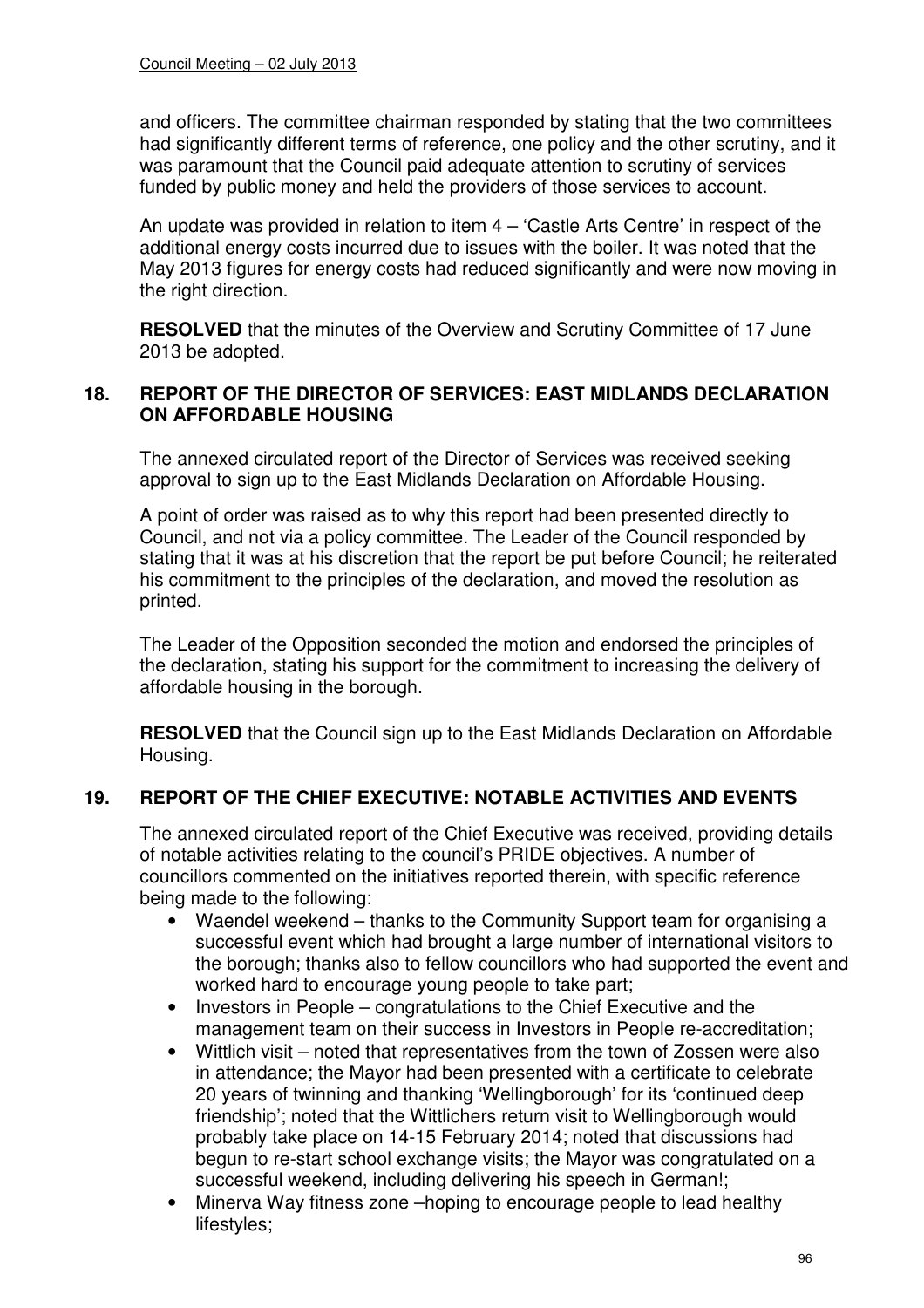and officers. The committee chairman responded by stating that the two committees had significantly different terms of reference, one policy and the other scrutiny, and it was paramount that the Council paid adequate attention to scrutiny of services funded by public money and held the providers of those services to account.

An update was provided in relation to item 4 – 'Castle Arts Centre' in respect of the additional energy costs incurred due to issues with the boiler. It was noted that the May 2013 figures for energy costs had reduced significantly and were now moving in the right direction.

**RESOLVED** that the minutes of the Overview and Scrutiny Committee of 17 June 2013 be adopted.

## 18. REPORT OF THE DIRECTOR OF SERVICES: EAST MIDLANDS DECLARATION ON AFFORDABLE HOUSING

The annexed circulated report of the Director of Services was received seeking approval to sign up to the East Midlands Declaration on Affordable Housing.

A point of order was raised as to why this report had been presented directly to Council, and not via a policy committee. The Leader of the Council responded by stating that it was at his discretion that the report be put before Council; he reiterated his commitment to the principles of the declaration, and moved the resolution as printed.

The Leader of the Opposition seconded the motion and endorsed the principles of the declaration, stating his support for the commitment to increasing the delivery of affordable housing in the borough.

**RESOLVED** that the Council sign up to the East Midlands Declaration on Affordable Housing.

## 19. REPORT OF THE CHIEF EXECUTIVE: NOTABLE ACTIVITIES AND EVENTS

The annexed circulated report of the Chief Executive was received, providing details of notable activities relating to the council's PRIDE objectives. A number of councillors commented on the initiatives reported therein, with specific reference being made to the following:

- Waendel weekend – thanks to the Community Support team for organising a successful event which had brought a large number of international visitors to the borough; thanks also to fellow councillors who had supported the event and worked hard to encourage young people to take part;
- Investors in People – congratulations to the Chief Executive and the management team on their success in Investors in People re-accreditation;
- Wittlich visit – noted that representatives from the town of Zossen were also in attendance; the Mayor had been presented with a certificate to celebrate 20 years of twinning and thanking 'Wellingborough' for its 'continued deep friendship'; noted that the Wittlichers return visit to Wellingborough would probably take place on 14-15 February 2014; noted that discussions had begun to re-start school exchange visits; the Mayor was congratulated on a successful weekend, including delivering his speech in German!;
- Minerva Way fitness zone –hoping to encourage people to lead healthy lifestyles;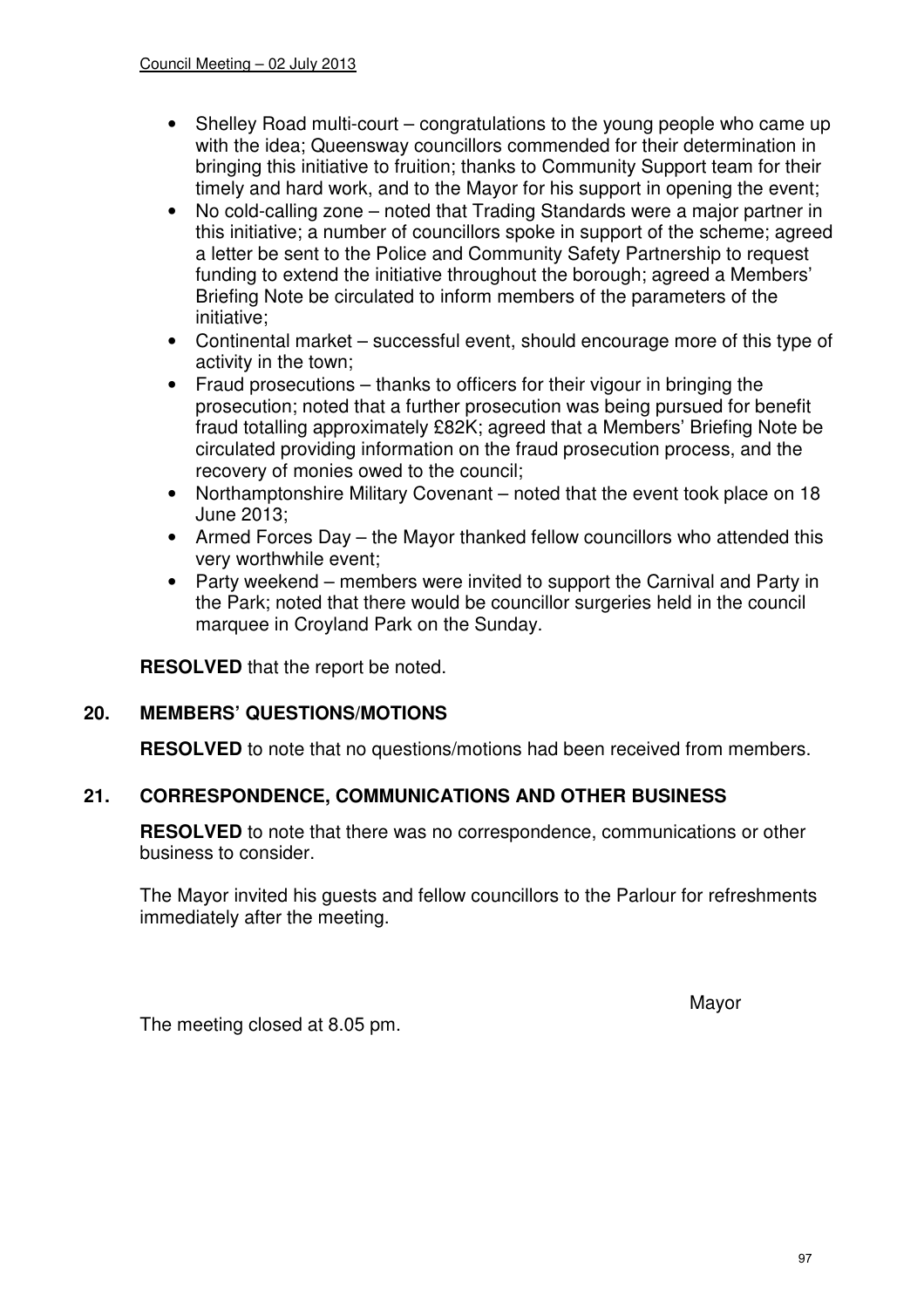- Shelley Road multi-court – congratulations to the young people who came up with the idea; Queensway councillors commended for their determination in bringing this initiative to fruition; thanks to Community Support team for their timely and hard work, and to the Mayor for his support in opening the event;
- No cold-calling zone – noted that Trading Standards were a major partner in this initiative; a number of councillors spoke in support of the scheme; agreed a letter be sent to the Police and Community Safety Partnership to request funding to extend the initiative throughout the borough; agreed a Members' Briefing Note be circulated to inform members of the parameters of the initiative;
- Continental market – successful event, should encourage more of this type of activity in the town;
- Fraud prosecutions – thanks to officers for their vigour in bringing the prosecution; noted that a further prosecution was being pursued for benefit fraud totalling approximately £82K; agreed that a Members' Briefing Note be circulated providing information on the fraud prosecution process, and the recovery of monies owed to the council;
- Northamptonshire Military Covenant – noted that the event took place on 18 June 2013;
- Armed Forces Day – the Mayor thanked fellow councillors who attended this very worthwhile event;
- Party weekend – members were invited to support the Carnival and Party in the Park; noted that there would be councillor surgeries held in the council marquee in Croyland Park on the Sunday.

**RESOLVED** that the report be noted.

## 20. MEMBERS' QUESTIONS/MOTIONS

**RESOLVED** to note that no questions/motions had been received from members.

## 21. CORRESPONDENCE, COMMUNICATIONS AND OTHER BUSINESS

**RESOLVED** to note that there was no correspondence, communications or other business to consider.

The Mayor invited his guests and fellow councillors to the Parlour for refreshments immediately after the meeting.

Mayor

The meeting closed at 8.05 pm.